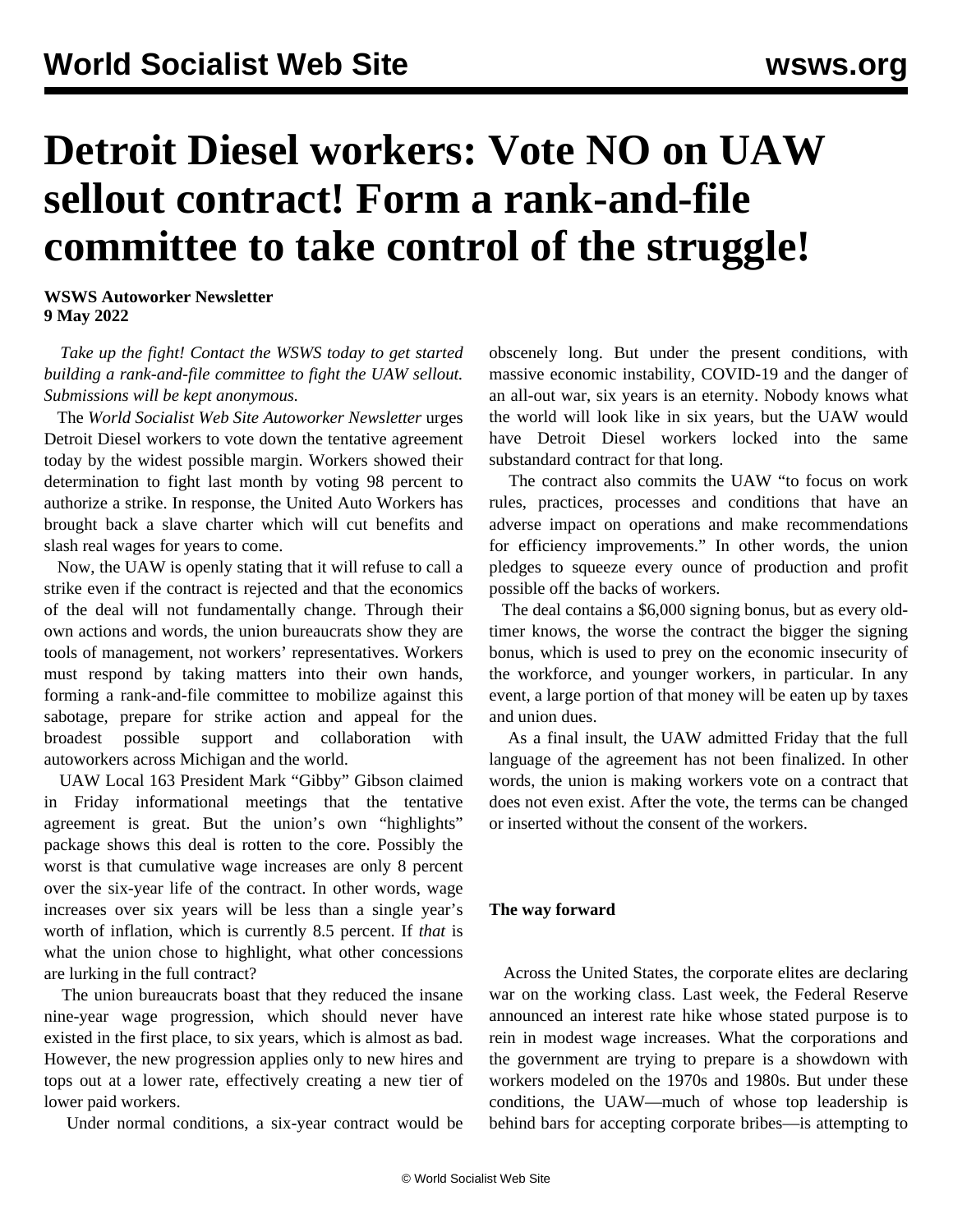# Detroit Diesel workers: Vote NO on UAW sellout contract! Form a rank-and-file committee to take control of the struggle!

**WSWS Autoworker Newsletter**
**9 May 2022**

*Take up the fight! Contact the WSWS today to get started building a rank-and-file committee to fight the UAW sellout. Submissions will be kept anonymous.*

The *World Socialist Web Site Autoworker Newsletter* urges Detroit Diesel workers to vote down the tentative agreement today by the widest possible margin. Workers showed their determination to fight last month by voting 98 percent to authorize a strike. In response, the United Auto Workers has brought back a slave charter which will cut benefits and slash real wages for years to come.

Now, the UAW is openly stating that it will refuse to call a strike even if the contract is rejected and that the economics of the deal will not fundamentally change. Through their own actions and words, the union bureaucrats show they are tools of management, not workers' representatives. Workers must respond by taking matters into their own hands, forming a rank-and-file committee to mobilize against this sabotage, prepare for strike action and appeal for the broadest possible support and collaboration with autoworkers across Michigan and the world.

UAW Local 163 President Mark "Gibby" Gibson claimed in Friday informational meetings that the tentative agreement is great. But the union's own "highlights" package shows this deal is rotten to the core. Possibly the worst is that cumulative wage increases are only 8 percent over the six-year life of the contract. In other words, wage increases over six years will be less than a single year's worth of inflation, which is currently 8.5 percent. If *that* is what the union chose to highlight, what other concessions are lurking in the full contract?

The union bureaucrats boast that they reduced the insane nine-year wage progression, which should never have existed in the first place, to six years, which is almost as bad. However, the new progression applies only to new hires and tops out at a lower rate, effectively creating a new tier of lower paid workers.

Under normal conditions, a six-year contract would be obscenely long. But under the present conditions, with massive economic instability, COVID-19 and the danger of an all-out war, six years is an eternity. Nobody knows what the world will look like in six years, but the UAW would have Detroit Diesel workers locked into the same substandard contract for that long.

The contract also commits the UAW "to focus on work rules, practices, processes and conditions that have an adverse impact on operations and make recommendations for efficiency improvements." In other words, the union pledges to squeeze every ounce of production and profit possible off the backs of workers.

The deal contains a $6,000 signing bonus, but as every old-timer knows, the worse the contract the bigger the signing bonus, which is used to prey on the economic insecurity of the workforce, and younger workers, in particular. In any event, a large portion of that money will be eaten up by taxes and union dues.

As a final insult, the UAW admitted Friday that the full language of the agreement has not been finalized. In other words, the union is making workers vote on a contract that does not even exist. After the vote, the terms can be changed or inserted without the consent of the workers.

**The way forward**

Across the United States, the corporate elites are declaring war on the working class. Last week, the Federal Reserve announced an interest rate hike whose stated purpose is to rein in modest wage increases. What the corporations and the government are trying to prepare is a showdown with workers modeled on the 1970s and 1980s. But under these conditions, the UAW—much of whose top leadership is behind bars for accepting corporate bribes—is attempting to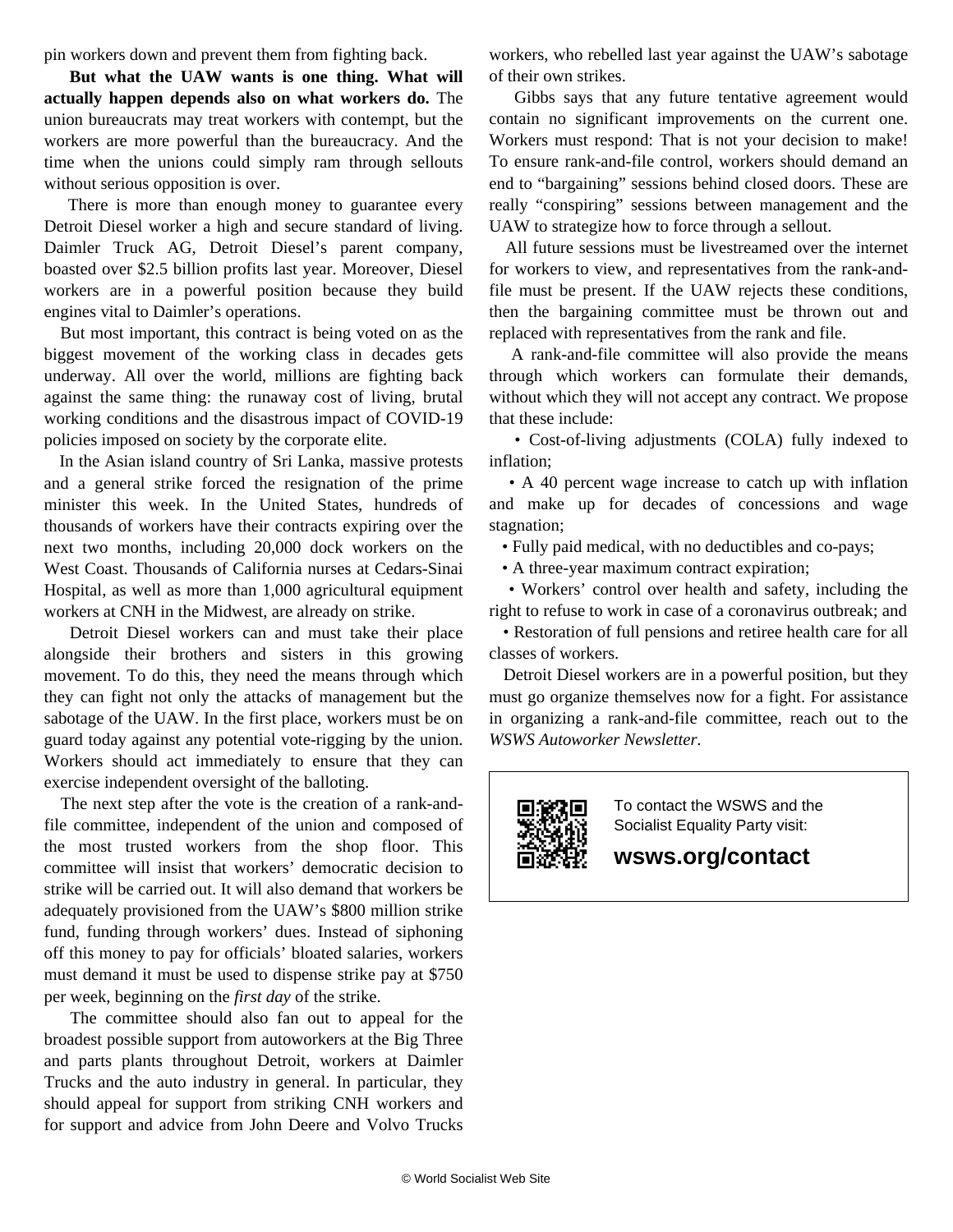pin workers down and prevent them from fighting back.

**But what the UAW wants is one thing. What will actually happen depends also on what workers do.** The union bureaucrats may treat workers with contempt, but the workers are more powerful than the bureaucracy. And the time when the unions could simply ram through sellouts without serious opposition is over.

There is more than enough money to guarantee every Detroit Diesel worker a high and secure standard of living. Daimler Truck AG, Detroit Diesel's parent company, boasted over $2.5 billion profits last year. Moreover, Diesel workers are in a powerful position because they build engines vital to Daimler's operations.

But most important, this contract is being voted on as the biggest movement of the working class in decades gets underway. All over the world, millions are fighting back against the same thing: the runaway cost of living, brutal working conditions and the disastrous impact of COVID-19 policies imposed on society by the corporate elite.

In the Asian island country of Sri Lanka, massive protests and a general strike forced the resignation of the prime minister this week. In the United States, hundreds of thousands of workers have their contracts expiring over the next two months, including 20,000 dock workers on the West Coast. Thousands of California nurses at Cedars-Sinai Hospital, as well as more than 1,000 agricultural equipment workers at CNH in the Midwest, are already on strike.

Detroit Diesel workers can and must take their place alongside their brothers and sisters in this growing movement. To do this, they need the means through which they can fight not only the attacks of management but the sabotage of the UAW. In the first place, workers must be on guard today against any potential vote-rigging by the union. Workers should act immediately to ensure that they can exercise independent oversight of the balloting.

The next step after the vote is the creation of a rank-and-file committee, independent of the union and composed of the most trusted workers from the shop floor. This committee will insist that workers' democratic decision to strike will be carried out. It will also demand that workers be adequately provisioned from the UAW's $800 million strike fund, funding through workers' dues. Instead of siphoning off this money to pay for officials' bloated salaries, workers must demand it must be used to dispense strike pay at $750 per week, beginning on the *first day* of the strike.

The committee should also fan out to appeal for the broadest possible support from autoworkers at the Big Three and parts plants throughout Detroit, workers at Daimler Trucks and the auto industry in general. In particular, they should appeal for support from striking CNH workers and for support and advice from John Deere and Volvo Trucks workers, who rebelled last year against the UAW's sabotage of their own strikes.

Gibbs says that any future tentative agreement would contain no significant improvements on the current one. Workers must respond: That is not your decision to make! To ensure rank-and-file control, workers should demand an end to "bargaining" sessions behind closed doors. These are really "conspiring" sessions between management and the UAW to strategize how to force through a sellout.

All future sessions must be livestreamed over the internet for workers to view, and representatives from the rank-and-file must be present. If the UAW rejects these conditions, then the bargaining committee must be thrown out and replaced with representatives from the rank and file.

A rank-and-file committee will also provide the means through which workers can formulate their demands, without which they will not accept any contract. We propose that these include:

- Cost-of-living adjustments (COLA) fully indexed to inflation;
- A 40 percent wage increase to catch up with inflation and make up for decades of concessions and wage stagnation;
- Fully paid medical, with no deductibles and co-pays;
- A three-year maximum contract expiration;
- Workers' control over health and safety, including the right to refuse to work in case of a coronavirus outbreak; and
- Restoration of full pensions and retiree health care for all classes of workers.

Detroit Diesel workers are in a powerful position, but they must go organize themselves now for a fight. For assistance in organizing a rank-and-file committee, reach out to the *WSWS Autoworker Newsletter*.

To contact the WSWS and the Socialist Equality Party visit:

**wsws.org/contact**